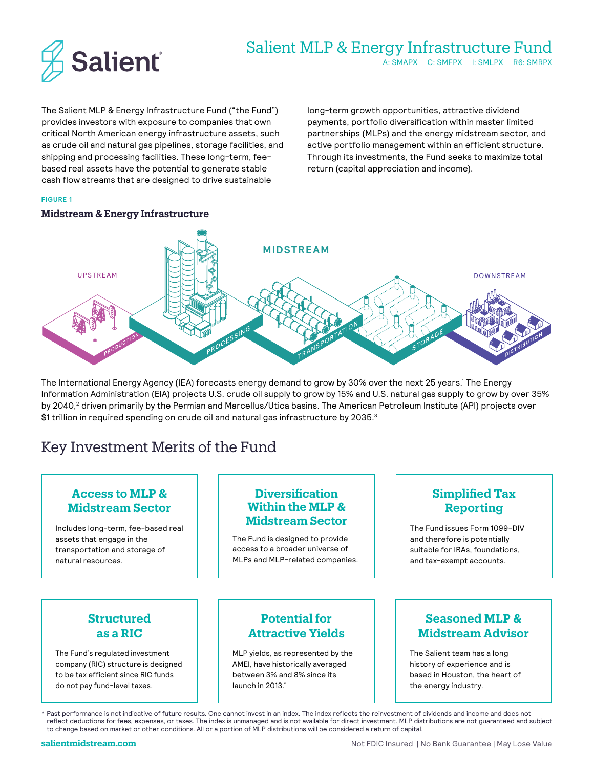# Salient MLP & Energy Infrastructure Fund

A: SMAPX C: SMFPX I: SMLPX R6: SMRPX

The Salient MLP & Energy Infrastructure Fund ("the Fund") provides investors with exposure to companies that own critical North American energy infrastructure assets, such as crude oil and natural gas pipelines, storage facilities, and shipping and processing facilities. These long-term, fee-based real assets have the potential to generate stable cash flow streams that are designed to drive sustainable long-term growth opportunities, attractive dividend payments, portfolio diversification within master limited partnerships (MLPs) and the energy midstream sector, and active portfolio management within an efficient structure. Through its investments, the Fund seeks to maximize total return (capital appreciation and income).

**FIGURE 1**

**Midstream & Energy Infrastructure**

UPSTREAM — PRODUCTION

MIDSTREAM — PROCESSING, TRANSPORTATION, STORAGE

DOWNSTREAM — DISTRIBUTION

The International Energy Agency (IEA) forecasts energy demand to grow by 30% over the next 25 years.[1] The Energy Information Administration (EIA) projects U.S. crude oil supply to grow by 15% and U.S. natural gas supply to grow by over 35% by 2040,[2] driven primarily by the Permian and Marcellus/Utica basins. The American Petroleum Institute (API) projects over $1 trillion in required spending on crude oil and natural gas infrastructure by 2035.[3]

## Key Investment Merits of the Fund

### Access to MLP & Midstream Sector

Includes long-term, fee-based real assets that engage in the transportation and storage of natural resources.

### Diversification Within the MLP & Midstream Sector

The Fund is designed to provide access to a broader universe of MLPs and MLP-related companies.

### Simplified Tax Reporting

The Fund issues Form 1099-DIV and therefore is potentially suitable for IRAs, foundations, and tax-exempt accounts.

### Structured as a RIC

The Fund's regulated investment company (RIC) structure is designed to be tax efficient since RIC funds do not pay fund-level taxes.

### Potential for Attractive Yields

MLP yields, as represented by the AMEI, have historically averaged between 3% and 8% since its launch in 2013.*

### Seasoned MLP & Midstream Advisor

The Salient team has a long history of experience and is based in Houston, the heart of the energy industry.

\* Past performance is not indicative of future results. One cannot invest in an index. The index reflects the reinvestment of dividends and income and does not reflect deductions for fees, expenses, or taxes. The index is unmanaged and is not available for direct investment. MLP distributions are not guaranteed and subject to change based on market or other conditions. All or a portion of MLP distributions will be considered a return of capital.

salientmidstream.com

Not FDIC Insured | No Bank Guarantee | May Lose Value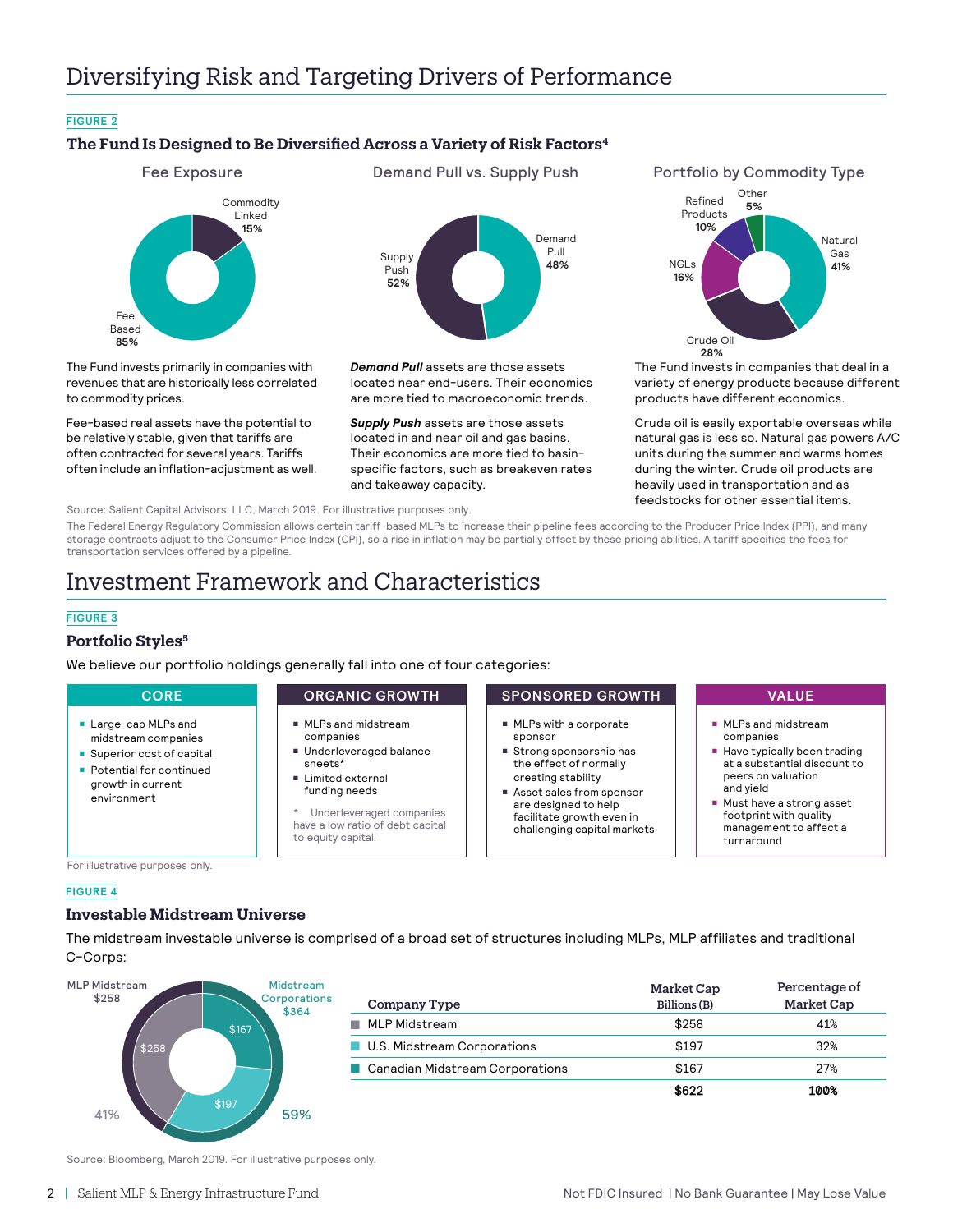# Diversifying Risk and Targeting Drivers of Performance

**FIGURE 2**

### The Fund Is Designed to Be Diversified Across a Variety of Risk Factors[4]

**Fee Exposure**

Commodity Linked **15%**

Fee Based **85%**

The Fund invests primarily in companies with revenues that are historically less correlated to commodity prices.

Fee-based real assets have the potential to be relatively stable, given that tariffs are often contracted for several years. Tariffs often include an inflation-adjustment as well.

**Demand Pull vs. Supply Push**

Supply Push **52%**

Demand Pull **48%**

***Demand Pull*** assets are those assets located near end-users. Their economics are more tied to macroeconomic trends.

***Supply Push*** assets are those assets located in and near oil and gas basins. Their economics are more tied to basin-specific factors, such as breakeven rates and takeaway capacity.

**Portfolio by Commodity Type**

Natural Gas **41%**

Crude Oil **28%**

NGLs **16%**

Refined Products **10%**

Other **5%**

The Fund invests in companies that deal in a variety of energy products because different products have different economics.

Crude oil is easily exportable overseas while natural gas is less so. Natural gas powers A/C units during the summer and warms homes during the winter. Crude oil products are heavily used in transportation and as feedstocks for other essential items.

Source: Salient Capital Advisors, LLC, March 2019. For illustrative purposes only.

The Federal Energy Regulatory Commission allows certain tariff-based MLPs to increase their pipeline fees according to the Producer Price Index (PPI), and many storage contracts adjust to the Consumer Price Index (CPI), so a rise in inflation may be partially offset by these pricing abilities. A tariff specifies the fees for transportation services offered by a pipeline.

# Investment Framework and Characteristics

**FIGURE 3**

### Portfolio Styles[5]

We believe our portfolio holdings generally fall into one of four categories:

**CORE**

- Large-cap MLPs and midstream companies
- Superior cost of capital
- Potential for continued growth in current environment

**ORGANIC GROWTH**

- MLPs and midstream companies
- Underleveraged balance sheets*
- Limited external funding needs

\* Underleveraged companies have a low ratio of debt capital to equity capital.

**SPONSORED GROWTH**

- MLPs with a corporate sponsor
- Strong sponsorship has the effect of normally creating stability
- Asset sales from sponsor are designed to help facilitate growth even in challenging capital markets

**VALUE**

- MLPs and midstream companies
- Have typically been trading at a substantial discount to peers on valuation and yield
- Must have a strong asset footprint with quality management to affect a turnaround

For illustrative purposes only.

**FIGURE 4**

### Investable Midstream Universe

The midstream investable universe is comprised of a broad set of structures including MLPs, MLP affiliates and traditional C-Corps:

MLP Midstream $258 — 41%

Midstream Corporations $364 — 59%

$258 / $167 / $197

| Company Type | Market Cap Billions (B) | Percentage of Market Cap |
|---|---|---|
| MLP Midstream | $258 | 41% |
| U.S. Midstream Corporations | $197 | 32% |
| Canadian Midstream Corporations | $167 | 27% |
| | **$622** | **100%** |

Source: Bloomberg, March 2019. For illustrative purposes only.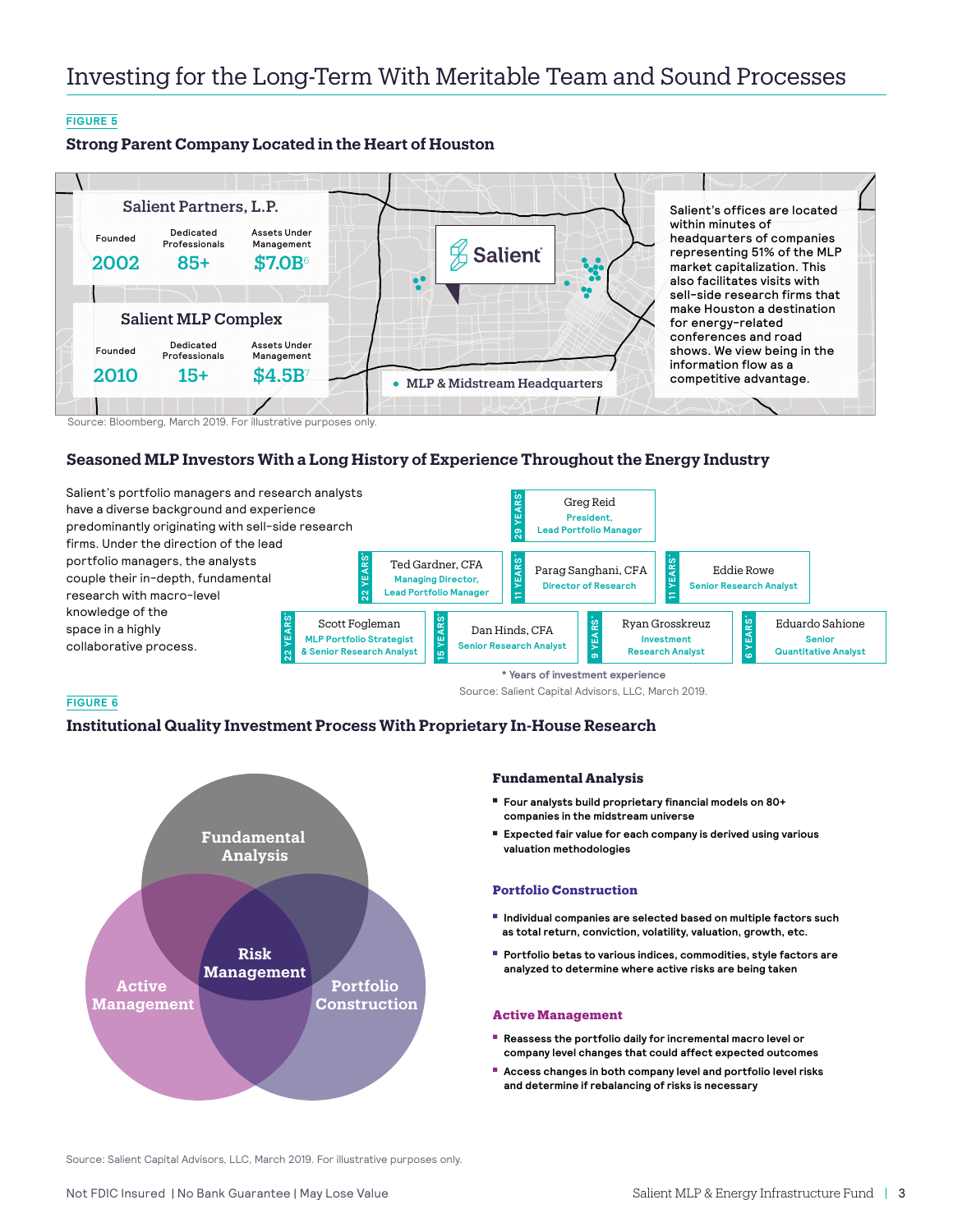# Investing for the Long-Term With Meritable Team and Sound Processes

FIGURE 5

## Strong Parent Company Located in the Heart of Houston

**Salient Partners, L.P.**

| Founded | Dedicated Professionals | Assets Under Management |
|---|---|---|
| 2002 | 85+ | $7.0B[6] |

**Salient MLP Complex**

| Founded | Dedicated Professionals | Assets Under Management |
|---|---|---|
| 2010 | 15+ | $4.5B[7] |

Salient

• MLP & Midstream Headquarters

Salient's offices are located within minutes of headquarters of companies representing 51% of the MLP market capitalization. This also facilitates visits with sell-side research firms that make Houston a destination for energy-related conferences and road shows. We view being in the information flow as a competitive advantage.

Source: Bloomberg, March 2019. For illustrative purposes only.

## Seasoned MLP Investors With a Long History of Experience Throughout the Energy Industry

Salient's portfolio managers and research analysts have a diverse background and experience predominantly originating with sell-side research firms. Under the direction of the lead portfolio managers, the analysts couple their in-depth, fundamental research with macro-level knowledge of the space in a highly collaborative process.

- Greg Reid — President, Lead Portfolio Manager — 29 YEARS*
- Ted Gardner, CFA — Managing Director, Lead Portfolio Manager — 22 YEARS*
- Parag Sanghani, CFA — Director of Research — 11 YEARS*
- Eddie Rowe — Senior Research Analyst — 11 YEARS*
- Scott Fogleman — MLP Portfolio Strategist & Senior Research Analyst — 22 YEARS*
- Dan Hinds, CFA — Senior Research Analyst — 15 YEARS*
- Ryan Grosskreuz — Investment Research Analyst — 9 YEARS*
- Eduardo Sahione — Senior Quantitative Analyst — 6 YEARS*

\* Years of investment experience

Source: Salient Capital Advisors, LLC, March 2019.

FIGURE 6

## Institutional Quality Investment Process With Proprietary In-House Research

Fundamental Analysis | Portfolio Construction | Active Management | Risk Management

### Fundamental Analysis

- Four analysts build proprietary financial models on 80+ companies in the midstream universe
- Expected fair value for each company is derived using various valuation methodologies

### Portfolio Construction

- Individual companies are selected based on multiple factors such as total return, conviction, volatility, valuation, growth, etc.
- Portfolio betas to various indices, commodities, style factors are analyzed to determine where active risks are being taken

### Active Management

- Reassess the portfolio daily for incremental macro level or company level changes that could affect expected outcomes
- Access changes in both company level and portfolio level risks and determine if rebalancing of risks is necessary

Source: Salient Capital Advisors, LLC, March 2019. For illustrative purposes only.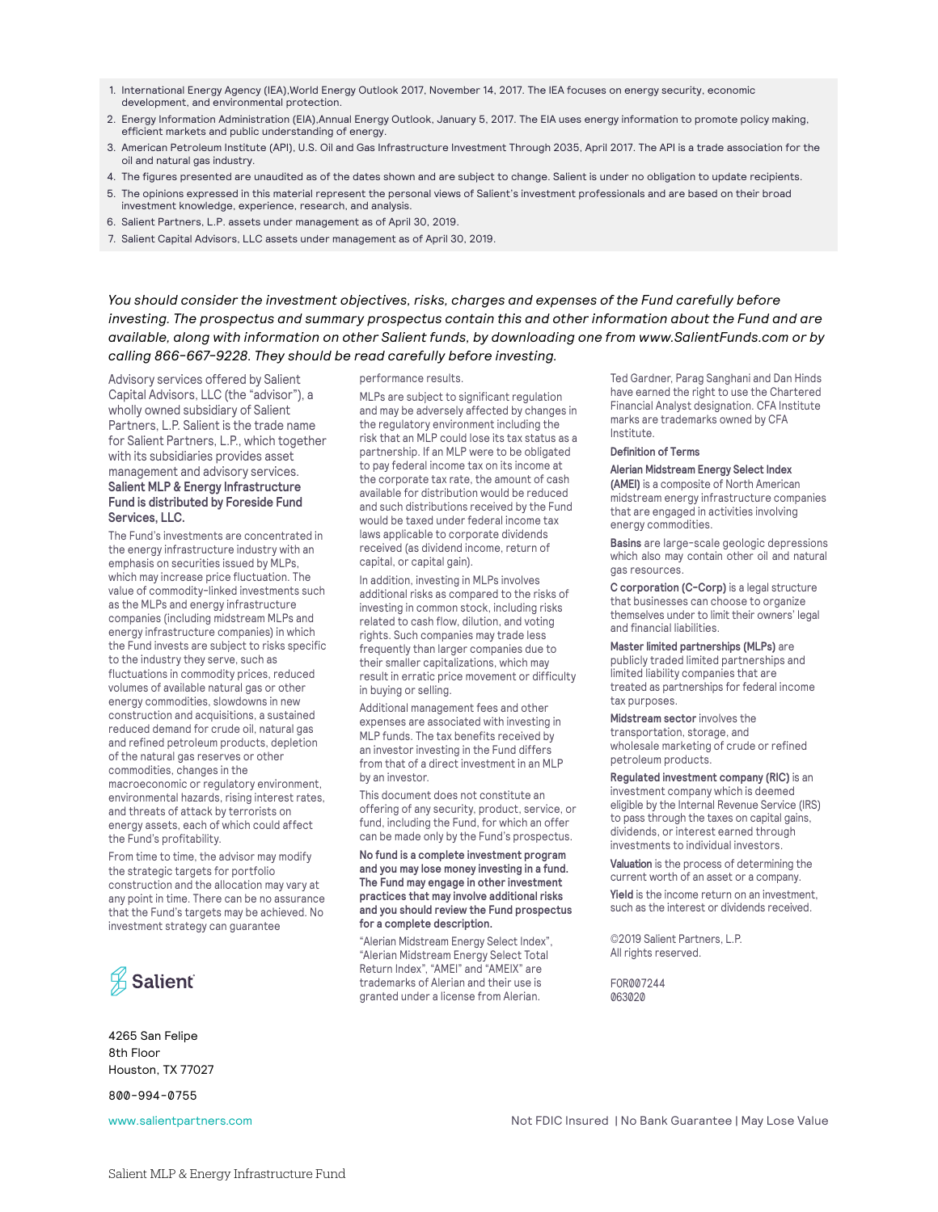1. International Energy Agency (IEA),World Energy Outlook 2017, November 14, 2017. The IEA focuses on energy security, economic development, and environmental protection.
2. Energy Information Administration (EIA),Annual Energy Outlook, January 5, 2017. The EIA uses energy information to promote policy making, efficient markets and public understanding of energy.
3. American Petroleum Institute (API), U.S. Oil and Gas Infrastructure Investment Through 2035, April 2017. The API is a trade association for the oil and natural gas industry.
4. The figures presented are unaudited as of the dates shown and are subject to change. Salient is under no obligation to update recipients.
5. The opinions expressed in this material represent the personal views of Salient's investment professionals and are based on their broad investment knowledge, experience, research, and analysis.
6. Salient Partners, L.P. assets under management as of April 30, 2019.
7. Salient Capital Advisors, LLC assets under management as of April 30, 2019.

*You should consider the investment objectives, risks, charges and expenses of the Fund carefully before investing. The prospectus and summary prospectus contain this and other information about the Fund and are available, along with information on other Salient funds, by downloading one from www.SalientFunds.com or by calling 866-667-9228. They should be read carefully before investing.*

Advisory services offered by Salient Capital Advisors, LLC (the "advisor"), a wholly owned subsidiary of Salient Partners, L.P. Salient is the trade name for Salient Partners, L.P., which together with its subsidiaries provides asset management and advisory services. **Salient MLP & Energy Infrastructure Fund is distributed by Foreside Fund Services, LLC.**

The Fund's investments are concentrated in the energy infrastructure industry with an emphasis on securities issued by MLPs, which may increase price fluctuation. The value of commodity-linked investments such as the MLPs and energy infrastructure companies (including midstream MLPs and energy infrastructure companies) in which the Fund invests are subject to risks specific to the industry they serve, such as fluctuations in commodity prices, reduced volumes of available natural gas or other energy commodities, slowdowns in new construction and acquisitions, a sustained reduced demand for crude oil, natural gas and refined petroleum products, depletion of the natural gas reserves or other commodities, changes in the macroeconomic or regulatory environment, environmental hazards, rising interest rates, and threats of attack by terrorists on energy assets, each of which could affect the Fund's profitability.

From time to time, the advisor may modify the strategic targets for portfolio construction and the allocation may vary at any point in time. There can be no assurance that the Fund's targets may be achieved. No investment strategy can guarantee performance results.

MLPs are subject to significant regulation and may be adversely affected by changes in the regulatory environment including the risk that an MLP could lose its tax status as a partnership. If an MLP were to be obligated to pay federal income tax on its income at the corporate tax rate, the amount of cash available for distribution would be reduced and such distributions received by the Fund would be taxed under federal income tax laws applicable to corporate dividends received (as dividend income, return of capital, or capital gain).

In addition, investing in MLPs involves additional risks as compared to the risks of investing in common stock, including risks related to cash flow, dilution, and voting rights. Such companies may trade less frequently than larger companies due to their smaller capitalizations, which may result in erratic price movement or difficulty in buying or selling.

Additional management fees and other expenses are associated with investing in MLP funds. The tax benefits received by an investor investing in the Fund differs from that of a direct investment in an MLP by an investor.

This document does not constitute an offering of any security, product, service, or fund, including the Fund, for which an offer can be made only by the Fund's prospectus.

**No fund is a complete investment program and you may lose money investing in a fund. The Fund may engage in other investment practices that may involve additional risks and you should review the Fund prospectus for a complete description.**

"Alerian Midstream Energy Select Index", "Alerian Midstream Energy Select Total Return Index", "AMEI" and "AMEIX" are trademarks of Alerian and their use is granted under a license from Alerian.

Ted Gardner, Parag Sanghani and Dan Hinds have earned the right to use the Chartered Financial Analyst designation. CFA Institute marks are trademarks owned by CFA Institute.

**Definition of Terms**

**Alerian Midstream Energy Select Index (AMEI)** is a composite of North American midstream energy infrastructure companies that are engaged in activities involving energy commodities.

**Basins** are large-scale geologic depressions which also may contain other oil and natural gas resources.

**C corporation (C-Corp)** is a legal structure that businesses can choose to organize themselves under to limit their owners' legal and financial liabilities.

**Master limited partnerships (MLPs)** are publicly traded limited partnerships and limited liability companies that are treated as partnerships for federal income tax purposes.

**Midstream sector** involves the transportation, storage, and wholesale marketing of crude or refined petroleum products.

**Regulated investment company (RIC)** is an investment company which is deemed eligible by the Internal Revenue Service (IRS) to pass through the taxes on capital gains, dividends, or interest earned through investments to individual investors.

**Valuation** is the process of determining the current worth of an asset or a company.

**Yield** is the income return on an investment, such as the interest or dividends received.

©2019 Salient Partners, L.P.
All rights reserved.

FOR007244
063020

Salient

4265 San Felipe
8th Floor
Houston, TX 77027

800-994-0755

www.salientpartners.com

Not FDIC Insured | No Bank Guarantee | May Lose Value